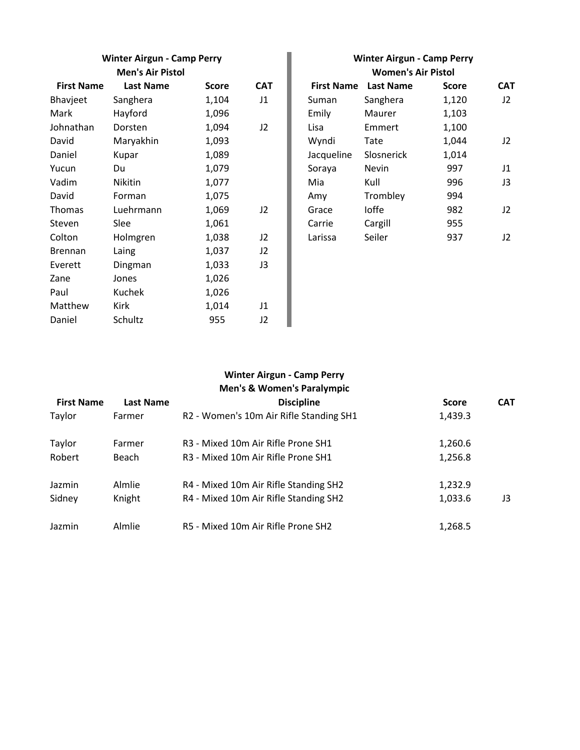## Winter Airgun - Camp Perry

### Men's Air Pistol

| First Name | Last Name | Score | CAT |
|---|---|---|---|
| Bhavjeet | Sanghera | 1,104 | J1 |
| Mark | Hayford | 1,096 | |
| Johnathan | Dorsten | 1,094 | J2 |
| David | Maryakhin | 1,093 | |
| Daniel | Kupar | 1,089 | |
| Yucun | Du | 1,079 | |
| Vadim | Nikitin | 1,077 | |
| David | Forman | 1,075 | |
| Thomas | Luehrmann | 1,069 | J2 |
| Steven | Slee | 1,061 | |
| Colton | Holmgren | 1,038 | J2 |
| Brennan | Laing | 1,037 | J2 |
| Everett | Dingman | 1,033 | J3 |
| Zane | Jones | 1,026 | |
| Paul | Kuchek | 1,026 | |
| Matthew | Kirk | 1,014 | J1 |
| Daniel | Schultz | 955 | J2 |

## Winter Airgun - Camp Perry

### Women's Air Pistol

| First Name | Last Name | Score | CAT |
|---|---|---|---|
| Suman | Sanghera | 1,120 | J2 |
| Emily | Maurer | 1,103 | |
| Lisa | Emmert | 1,100 | |
| Wyndi | Tate | 1,044 | J2 |
| Jacqueline | Slosnerick | 1,014 | |
| Soraya | Nevin | 997 | J1 |
| Mia | Kull | 996 | J3 |
| Amy | Trombley | 994 | |
| Grace | Ioffe | 982 | J2 |
| Carrie | Cargill | 955 | |
| Larissa | Seiler | 937 | J2 |

## Winter Airgun - Camp Perry

### Men's & Women's Paralympic

| First Name | Last Name | Discipline | Score | CAT |
|---|---|---|---|---|
| Taylor | Farmer | R2 - Women's 10m Air Rifle Standing SH1 | 1,439.3 | |
| Taylor | Farmer | R3 - Mixed 10m Air Rifle Prone SH1 | 1,260.6 | |
| Robert | Beach | R3 - Mixed 10m Air Rifle Prone SH1 | 1,256.8 | |
| Jazmin | Almlie | R4 - Mixed 10m Air Rifle Standing SH2 | 1,232.9 | |
| Sidney | Knight | R4 - Mixed 10m Air Rifle Standing SH2 | 1,033.6 | J3 |
| Jazmin | Almlie | R5 - Mixed 10m Air Rifle Prone SH2 | 1,268.5 | |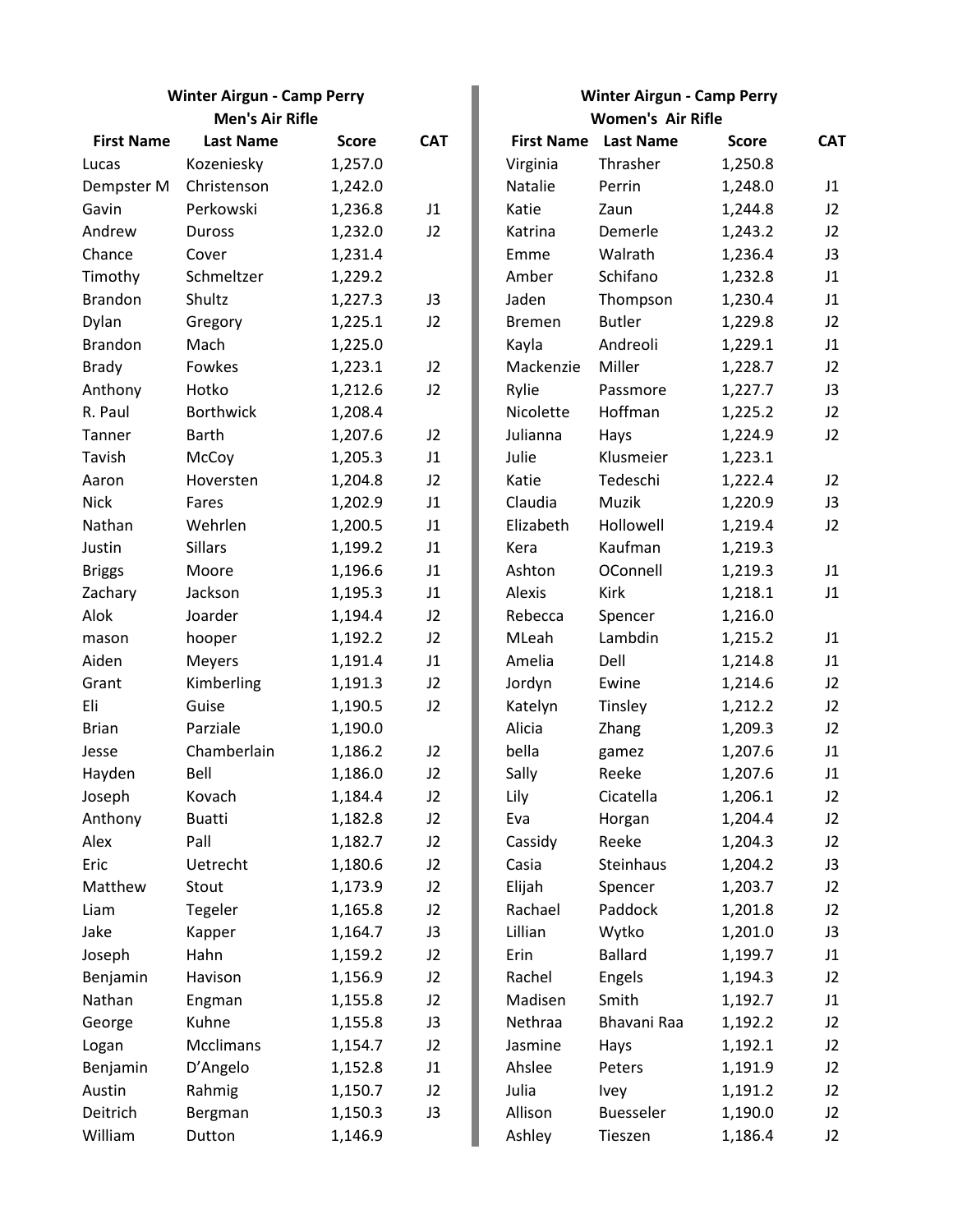## Winter Airgun - Camp Perry

### Men's Air Rifle

| First Name | Last Name | Score | CAT |
|---|---|---|---|
| Lucas | Kozeniesky | 1,257.0 | |
| Dempster M | Christenson | 1,242.0 | |
| Gavin | Perkowski | 1,236.8 | J1 |
| Andrew | Duross | 1,232.0 | J2 |
| Chance | Cover | 1,231.4 | |
| Timothy | Schmeltzer | 1,229.2 | |
| Brandon | Shultz | 1,227.3 | J3 |
| Dylan | Gregory | 1,225.1 | J2 |
| Brandon | Mach | 1,225.0 | |
| Brady | Fowkes | 1,223.1 | J2 |
| Anthony | Hotko | 1,212.6 | J2 |
| R. Paul | Borthwick | 1,208.4 | |
| Tanner | Barth | 1,207.6 | J2 |
| Tavish | McCoy | 1,205.3 | J1 |
| Aaron | Hoversten | 1,204.8 | J2 |
| Nick | Fares | 1,202.9 | J1 |
| Nathan | Wehrlen | 1,200.5 | J1 |
| Justin | Sillars | 1,199.2 | J1 |
| Briggs | Moore | 1,196.6 | J1 |
| Zachary | Jackson | 1,195.3 | J1 |
| Alok | Joarder | 1,194.4 | J2 |
| mason | hooper | 1,192.2 | J2 |
| Aiden | Meyers | 1,191.4 | J1 |
| Grant | Kimberling | 1,191.3 | J2 |
| Eli | Guise | 1,190.5 | J2 |
| Brian | Parziale | 1,190.0 | |
| Jesse | Chamberlain | 1,186.2 | J2 |
| Hayden | Bell | 1,186.0 | J2 |
| Joseph | Kovach | 1,184.4 | J2 |
| Anthony | Buatti | 1,182.8 | J2 |
| Alex | Pall | 1,182.7 | J2 |
| Eric | Uetrecht | 1,180.6 | J2 |
| Matthew | Stout | 1,173.9 | J2 |
| Liam | Tegeler | 1,165.8 | J2 |
| Jake | Kapper | 1,164.7 | J3 |
| Joseph | Hahn | 1,159.2 | J2 |
| Benjamin | Havison | 1,156.9 | J2 |
| Nathan | Engman | 1,155.8 | J2 |
| George | Kuhne | 1,155.8 | J3 |
| Logan | Mcclimans | 1,154.7 | J2 |
| Benjamin | D'Angelo | 1,152.8 | J1 |
| Austin | Rahmig | 1,150.7 | J2 |
| Deitrich | Bergman | 1,150.3 | J3 |
| William | Dutton | 1,146.9 | |

## Winter Airgun - Camp Perry

### Women's Air Rifle

| First Name | Last Name | Score | CAT |
|---|---|---|---|
| Virginia | Thrasher | 1,250.8 | |
| Natalie | Perrin | 1,248.0 | J1 |
| Katie | Zaun | 1,244.8 | J2 |
| Katrina | Demerle | 1,243.2 | J2 |
| Emme | Walrath | 1,236.4 | J3 |
| Amber | Schifano | 1,232.8 | J1 |
| Jaden | Thompson | 1,230.4 | J1 |
| Bremen | Butler | 1,229.8 | J2 |
| Kayla | Andreoli | 1,229.1 | J1 |
| Mackenzie | Miller | 1,228.7 | J2 |
| Rylie | Passmore | 1,227.7 | J3 |
| Nicolette | Hoffman | 1,225.2 | J2 |
| Julianna | Hays | 1,224.9 | J2 |
| Julie | Klusmeier | 1,223.1 | |
| Katie | Tedeschi | 1,222.4 | J2 |
| Claudia | Muzik | 1,220.9 | J3 |
| Elizabeth | Hollowell | 1,219.4 | J2 |
| Kera | Kaufman | 1,219.3 | |
| Ashton | OConnell | 1,219.3 | J1 |
| Alexis | Kirk | 1,218.1 | J1 |
| Rebecca | Spencer | 1,216.0 | |
| MLeah | Lambdin | 1,215.2 | J1 |
| Amelia | Dell | 1,214.8 | J1 |
| Jordyn | Ewine | 1,214.6 | J2 |
| Katelyn | Tinsley | 1,212.2 | J2 |
| Alicia | Zhang | 1,209.3 | J2 |
| bella | gamez | 1,207.6 | J1 |
| Sally | Reeke | 1,207.6 | J1 |
| Lily | Cicatella | 1,206.1 | J2 |
| Eva | Horgan | 1,204.4 | J2 |
| Cassidy | Reeke | 1,204.3 | J2 |
| Casia | Steinhaus | 1,204.2 | J3 |
| Elijah | Spencer | 1,203.7 | J2 |
| Rachael | Paddock | 1,201.8 | J2 |
| Lillian | Wytko | 1,201.0 | J3 |
| Erin | Ballard | 1,199.7 | J1 |
| Rachel | Engels | 1,194.3 | J2 |
| Madisen | Smith | 1,192.7 | J1 |
| Nethraa | Bhavani Raa | 1,192.2 | J2 |
| Jasmine | Hays | 1,192.1 | J2 |
| Ahslee | Peters | 1,191.9 | J2 |
| Julia | Ivey | 1,191.2 | J2 |
| Allison | Buesseler | 1,190.0 | J2 |
| Ashley | Tieszen | 1,186.4 | J2 |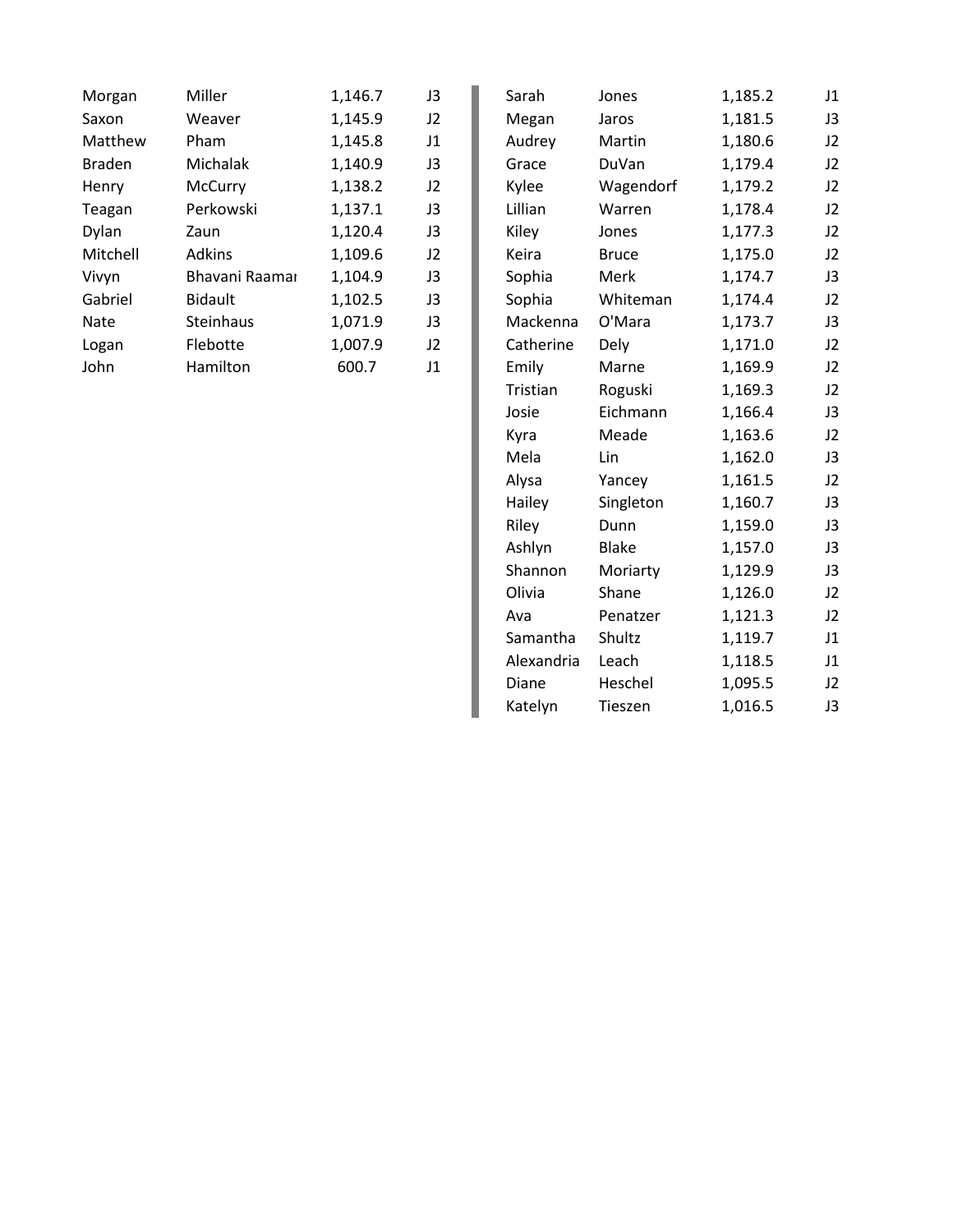| | | | |
|---|---|---|---|
| Morgan | Miller | 1,146.7 | J3 |
| Saxon | Weaver | 1,145.9 | J2 |
| Matthew | Pham | 1,145.8 | J1 |
| Braden | Michalak | 1,140.9 | J3 |
| Henry | McCurry | 1,138.2 | J2 |
| Teagan | Perkowski | 1,137.1 | J3 |
| Dylan | Zaun | 1,120.4 | J3 |
| Mitchell | Adkins | 1,109.6 | J2 |
| Vivyn | Bhavani Raamai | 1,104.9 | J3 |
| Gabriel | Bidault | 1,102.5 | J3 |
| Nate | Steinhaus | 1,071.9 | J3 |
| Logan | Flebotte | 1,007.9 | J2 |
| John | Hamilton | 600.7 | J1 |

| | | | |
|---|---|---|---|
| Sarah | Jones | 1,185.2 | J1 |
| Megan | Jaros | 1,181.5 | J3 |
| Audrey | Martin | 1,180.6 | J2 |
| Grace | DuVan | 1,179.4 | J2 |
| Kylee | Wagendorf | 1,179.2 | J2 |
| Lillian | Warren | 1,178.4 | J2 |
| Kiley | Jones | 1,177.3 | J2 |
| Keira | Bruce | 1,175.0 | J2 |
| Sophia | Merk | 1,174.7 | J3 |
| Sophia | Whiteman | 1,174.4 | J2 |
| Mackenna | O'Mara | 1,173.7 | J3 |
| Catherine | Dely | 1,171.0 | J2 |
| Emily | Marne | 1,169.9 | J2 |
| Tristian | Roguski | 1,169.3 | J2 |
| Josie | Eichmann | 1,166.4 | J3 |
| Kyra | Meade | 1,163.6 | J2 |
| Mela | Lin | 1,162.0 | J3 |
| Alysa | Yancey | 1,161.5 | J2 |
| Hailey | Singleton | 1,160.7 | J3 |
| Riley | Dunn | 1,159.0 | J3 |
| Ashlyn | Blake | 1,157.0 | J3 |
| Shannon | Moriarty | 1,129.9 | J3 |
| Olivia | Shane | 1,126.0 | J2 |
| Ava | Penatzer | 1,121.3 | J2 |
| Samantha | Shultz | 1,119.7 | J1 |
| Alexandria | Leach | 1,118.5 | J1 |
| Diane | Heschel | 1,095.5 | J2 |
| Katelyn | Tieszen | 1,016.5 | J3 |